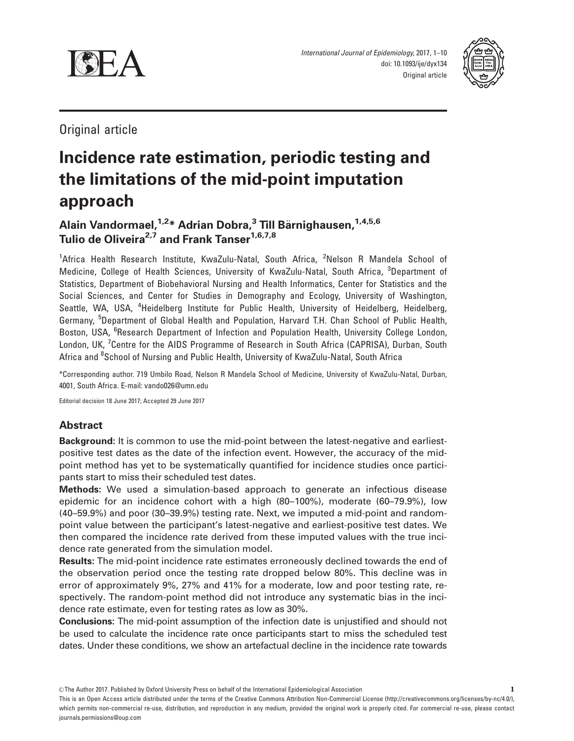Original article

# Incidence rate estimation, periodic testing and the limitations of the mid-point imputation approach

**Alain Vandormael,[1,2]* Adrian Dobra,[3] Till Bärnighausen,[1,4,5,6] Tulio de Oliveira[2,7] and Frank Tanser[1,6,7,8]**

[1]Africa Health Research Institute, KwaZulu-Natal, South Africa, [2]Nelson R Mandela School of Medicine, College of Health Sciences, University of KwaZulu-Natal, South Africa, [3]Department of Statistics, Department of Biobehavioral Nursing and Health Informatics, Center for Statistics and the Social Sciences, and Center for Studies in Demography and Ecology, University of Washington, Seattle, WA, USA, [4]Heidelberg Institute for Public Health, University of Heidelberg, Heidelberg, Germany, [5]Department of Global Health and Population, Harvard T.H. Chan School of Public Health, Boston, USA, [6]Research Department of Infection and Population Health, University College London, London, UK, [7]Centre for the AIDS Programme of Research in South Africa (CAPRISA), Durban, South Africa and [8]School of Nursing and Public Health, University of KwaZulu-Natal, South Africa

*Corresponding author. 719 Umbilo Road, Nelson R Mandela School of Medicine, University of KwaZulu-Natal, Durban, 4001, South Africa. E-mail: vando026@umn.edu

Editorial decision 18 June 2017; Accepted 29 June 2017

## Abstract

**Background:** It is common to use the mid-point between the latest-negative and earliest-positive test dates as the date of the infection event. However, the accuracy of the mid-point method has yet to be systematically quantified for incidence studies once participants start to miss their scheduled test dates.

**Methods:** We used a simulation-based approach to generate an infectious disease epidemic for an incidence cohort with a high (80–100%), moderate (60–79.9%), low (40–59.9%) and poor (30–39.9%) testing rate. Next, we imputed a mid-point and random-point value between the participant's latest-negative and earliest-positive test dates. We then compared the incidence rate derived from these imputed values with the true incidence rate generated from the simulation model.

**Results:** The mid-point incidence rate estimates erroneously declined towards the end of the observation period once the testing rate dropped below 80%. This decline was in error of approximately 9%, 27% and 41% for a moderate, low and poor testing rate, respectively. The random-point method did not introduce any systematic bias in the incidence rate estimate, even for testing rates as low as 30%.

**Conclusions:** The mid-point assumption of the infection date is unjustified and should not be used to calculate the incidence rate once participants start to miss the scheduled test dates. Under these conditions, we show an artefactual decline in the incidence rate towards

© The Author 2017. Published by Oxford University Press on behalf of the International Epidemiological Association

This is an Open Access article distributed under the terms of the Creative Commons Attribution Non-Commercial License (http://creativecommons.org/licenses/by-nc/4.0/), which permits non-commercial re-use, distribution, and reproduction in any medium, provided the original work is properly cited. For commercial re-use, please contact journals.permissions@oup.com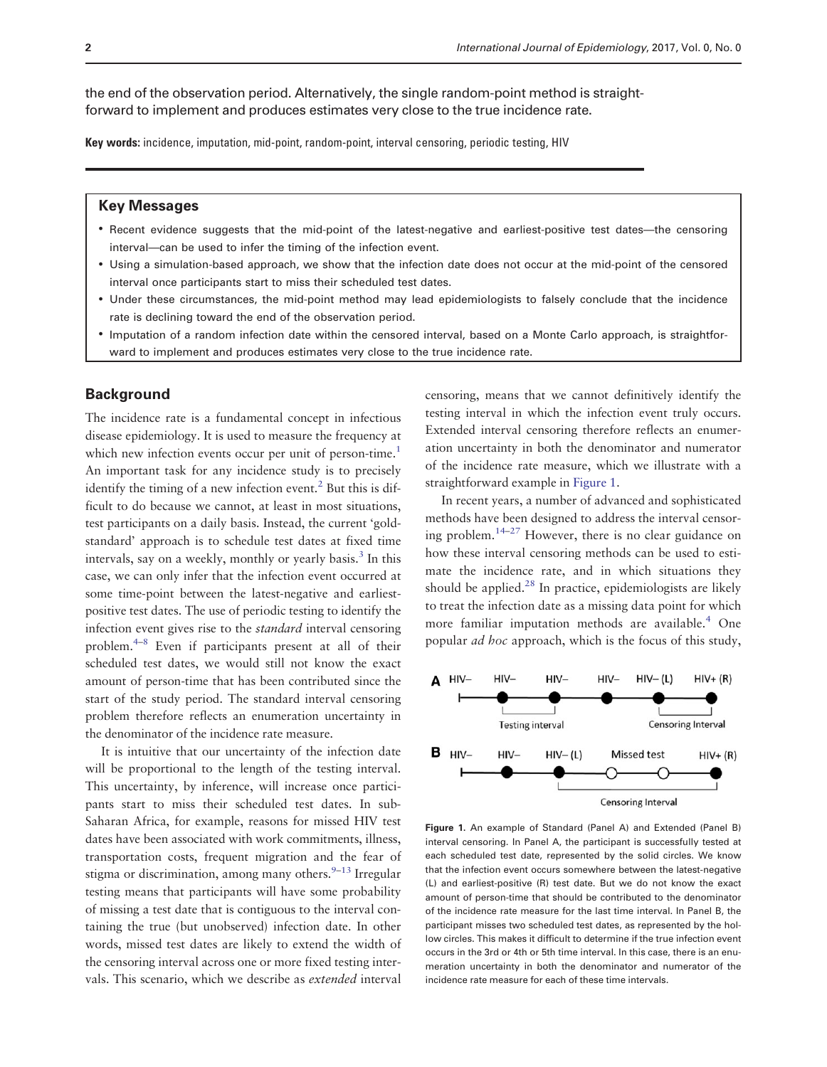the end of the observation period. Alternatively, the single random-point method is straightforward to implement and produces estimates very close to the true incidence rate.

**Key words:** incidence, imputation, mid-point, random-point, interval censoring, periodic testing, HIV

## Key Messages

- Recent evidence suggests that the mid-point of the latest-negative and earliest-positive test dates—the censoring interval—can be used to infer the timing of the infection event.
- Using a simulation-based approach, we show that the infection date does not occur at the mid-point of the censored interval once participants start to miss their scheduled test dates.
- Under these circumstances, the mid-point method may lead epidemiologists to falsely conclude that the incidence rate is declining toward the end of the observation period.
- Imputation of a random infection date within the censored interval, based on a Monte Carlo approach, is straightforward to implement and produces estimates very close to the true incidence rate.

## Background

The incidence rate is a fundamental concept in infectious disease epidemiology. It is used to measure the frequency at which new infection events occur per unit of person-time.[1] An important task for any incidence study is to precisely identify the timing of a new infection event.[2] But this is difficult to do because we cannot, at least in most situations, test participants on a daily basis. Instead, the current 'gold-standard' approach is to schedule test dates at fixed time intervals, say on a weekly, monthly or yearly basis.[3] In this case, we can only infer that the infection event occurred at some time-point between the latest-negative and earliest-positive test dates. The use of periodic testing to identify the infection event gives rise to the *standard* interval censoring problem.[4–8] Even if participants present at all of their scheduled test dates, we would still not know the exact amount of person-time that has been contributed since the start of the study period. The standard interval censoring problem therefore reflects an enumeration uncertainty in the denominator of the incidence rate measure.

It is intuitive that our uncertainty of the infection date will be proportional to the length of the testing interval. This uncertainty, by inference, will increase once participants start to miss their scheduled test dates. In sub-Saharan Africa, for example, reasons for missed HIV test dates have been associated with work commitments, illness, transportation costs, frequent migration and the fear of stigma or discrimination, among many others.[9–13] Irregular testing means that participants will have some probability of missing a test date that is contiguous to the interval containing the true (but unobserved) infection date. In other words, missed test dates are likely to extend the width of the censoring interval across one or more fixed testing intervals. This scenario, which we describe as *extended* interval censoring, means that we cannot definitively identify the testing interval in which the infection event truly occurs. Extended interval censoring therefore reflects an enumeration uncertainty in both the denominator and numerator of the incidence rate measure, which we illustrate with a straightforward example in Figure 1.

In recent years, a number of advanced and sophisticated methods have been designed to address the interval censoring problem.[14–27] However, there is no clear guidance on how these interval censoring methods can be used to estimate the incidence rate, and in which situations they should be applied.[28] In practice, epidemiologists are likely to treat the infection date as a missing data point for which more familiar imputation methods are available.[4] One popular *ad hoc* approach, which is the focus of this study,

**Figure 1.** An example of Standard (Panel A) and Extended (Panel B) interval censoring. In Panel A, the participant is successfully tested at each scheduled test date, represented by the solid circles. We know that the infection event occurs somewhere between the latest-negative (L) and earliest-positive (R) test date. But we do not know the exact amount of person-time that should be contributed to the denominator of the incidence rate measure for the last time interval. In Panel B, the participant misses two scheduled test dates, as represented by the hollow circles. This makes it difficult to determine if the true infection event occurs in the 3rd or 4th or 5th time interval. In this case, there is an enumeration uncertainty in both the denominator and numerator of the incidence rate measure for each of these time intervals.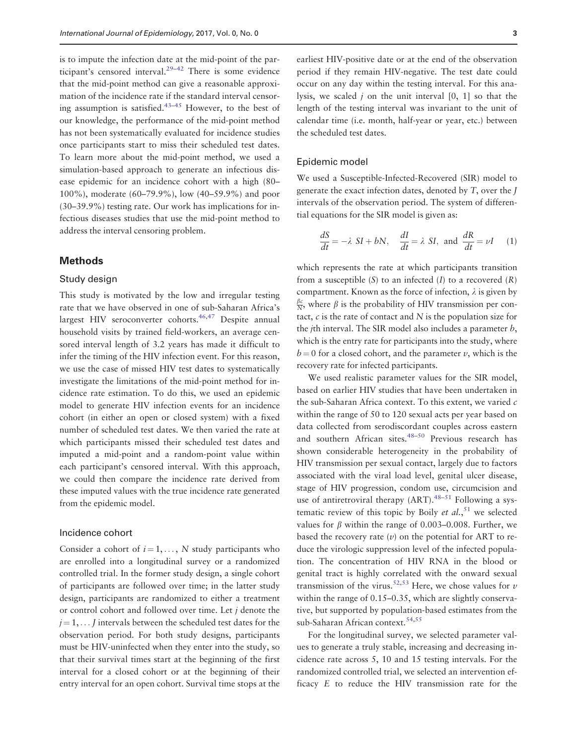is to impute the infection date at the mid-point of the participant's censored interval.[29–42] There is some evidence that the mid-point method can give a reasonable approximation of the incidence rate if the standard interval censoring assumption is satisfied.[43–45] However, to the best of our knowledge, the performance of the mid-point method has not been systematically evaluated for incidence studies once participants start to miss their scheduled test dates. To learn more about the mid-point method, we used a simulation-based approach to generate an infectious disease epidemic for an incidence cohort with a high (80–100%), moderate (60–79.9%), low (40–59.9%) and poor (30–39.9%) testing rate. Our work has implications for infectious diseases studies that use the mid-point method to address the interval censoring problem.

## Methods

### Study design

This study is motivated by the low and irregular testing rate that we have observed in one of sub-Saharan Africa's largest HIV seroconverter cohorts.[46,47] Despite annual household visits by trained field-workers, an average censored interval length of 3.2 years has made it difficult to infer the timing of the HIV infection event. For this reason, we use the case of missed HIV test dates to systematically investigate the limitations of the mid-point method for incidence rate estimation. To do this, we used an epidemic model to generate HIV infection events for an incidence cohort (in either an open or closed system) with a fixed number of scheduled test dates. We then varied the rate at which participants missed their scheduled test dates and imputed a mid-point and a random-point value within each participant's censored interval. With this approach, we could then compare the incidence rate derived from these imputed values with the true incidence rate generated from the epidemic model.

### Incidence cohort

Consider a cohort of $i = 1, \ldots, N$ study participants who are enrolled into a longitudinal survey or a randomized controlled trial. In the former study design, a single cohort of participants are followed over time; in the latter study design, participants are randomized to either a treatment or control cohort and followed over time. Let $j$ denote the $j = 1, \ldots J$ intervals between the scheduled test dates for the observation period. For both study designs, participants must be HIV-uninfected when they enter into the study, so that their survival times start at the beginning of the first interval for a closed cohort or at the beginning of their entry interval for an open cohort. Survival time stops at the earliest HIV-positive date or at the end of the observation period if they remain HIV-negative. The test date could occur on any day within the testing interval. For this analysis, we scaled $j$ on the unit interval [0, 1] so that the length of the testing interval was invariant to the unit of calendar time (i.e. month, half-year or year, etc.) between the scheduled test dates.

### Epidemic model

We used a Susceptible-Infected-Recovered (SIR) model to generate the exact infection dates, denoted by $T$, over the $J$ intervals of the observation period. The system of differential equations for the SIR model is given as:

$$\frac{dS}{dt} = -\lambda\ SI + bN, \quad \frac{dI}{dt} = \lambda\ SI, \text{ and } \frac{dR}{dt} = \nu I \qquad (1)$$

which represents the rate at which participants transition from a susceptible ($S$) to an infected ($I$) to a recovered ($R$) compartment. Known as the force of infection, $\lambda$ is given by $\frac{\beta c}{N}$, where $\beta$ is the probability of HIV transmission per contact, $c$ is the rate of contact and $N$ is the population size for the $j$th interval. The SIR model also includes a parameter $b$, which is the entry rate for participants into the study, where $b = 0$ for a closed cohort, and the parameter $\nu$, which is the recovery rate for infected participants.

We used realistic parameter values for the SIR model, based on earlier HIV studies that have been undertaken in the sub-Saharan Africa context. To this extent, we varied $c$ within the range of 50 to 120 sexual acts per year based on data collected from serodiscordant couples across eastern and southern African sites.[48–50] Previous research has shown considerable heterogeneity in the probability of HIV transmission per sexual contact, largely due to factors associated with the viral load level, genital ulcer disease, stage of HIV progression, condom use, circumcision and use of antiretroviral therapy (ART).[48–51] Following a systematic review of this topic by Boily *et al.*,[51] we selected values for $\beta$ within the range of 0.003–0.008. Further, we based the recovery rate ($\nu$) on the potential for ART to reduce the virologic suppression level of the infected population. The concentration of HIV RNA in the blood or genital tract is highly correlated with the onward sexual transmission of the virus.[52,53] Here, we chose values for $\nu$ within the range of 0.15–0.35, which are slightly conservative, but supported by population-based estimates from the sub-Saharan African context.[54,55]

For the longitudinal survey, we selected parameter values to generate a truly stable, increasing and decreasing incidence rate across 5, 10 and 15 testing intervals. For the randomized controlled trial, we selected an intervention efficacy $E$ to reduce the HIV transmission rate for the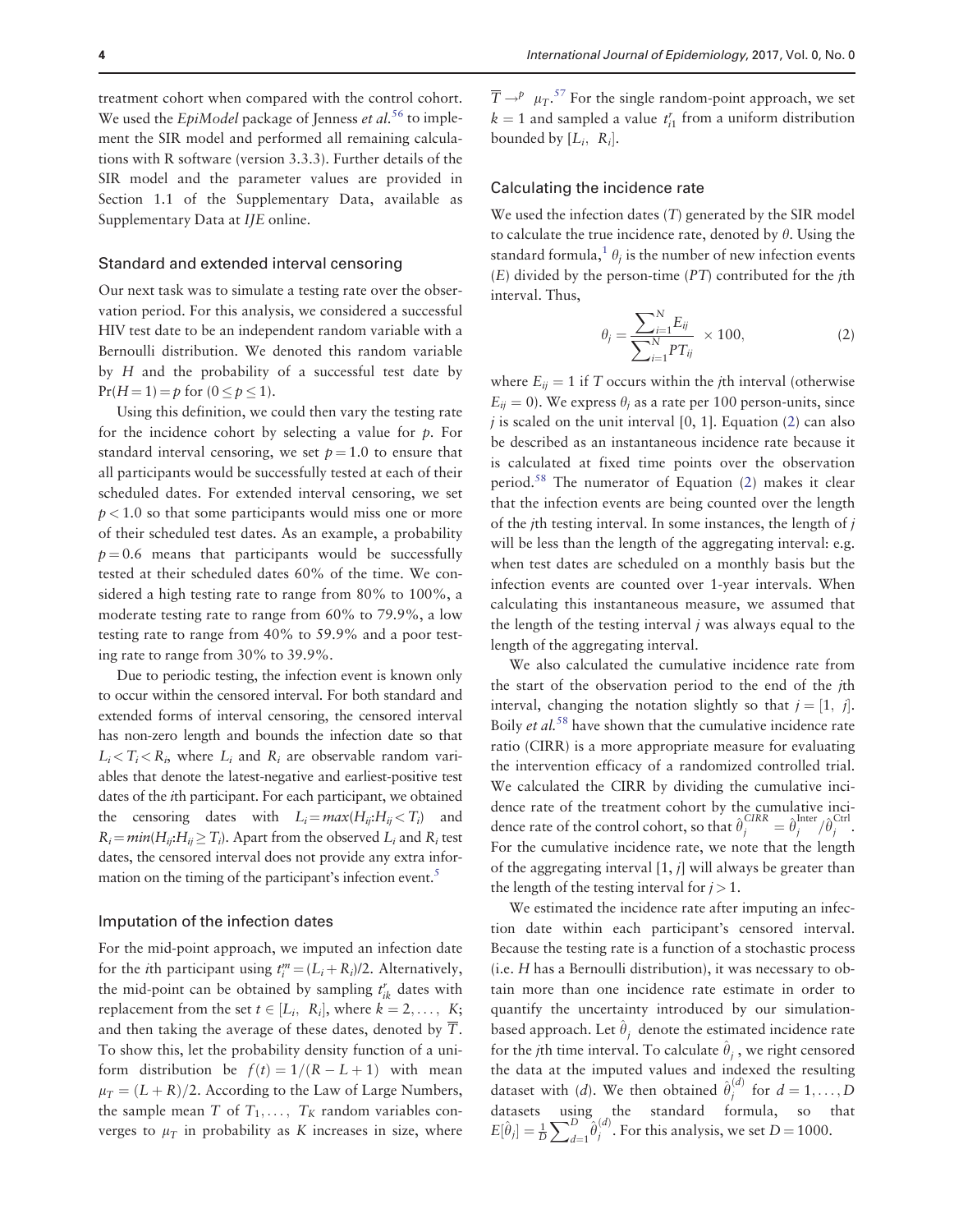treatment cohort when compared with the control cohort. We used the *EpiModel* package of Jenness *et al.*[56] to implement the SIR model and performed all remaining calculations with R software (version 3.3.3). Further details of the SIR model and the parameter values are provided in Section 1.1 of the Supplementary Data, available as Supplementary Data at *IJE* online.

## Standard and extended interval censoring

Our next task was to simulate a testing rate over the observation period. For this analysis, we considered a successful HIV test date to be an independent random variable with a Bernoulli distribution. We denoted this random variable by $H$ and the probability of a successful test date by $\Pr(H=1)=p$ for $(0 \leq p \leq 1)$.

Using this definition, we could then vary the testing rate for the incidence cohort by selecting a value for $p$. For standard interval censoring, we set $p=1.0$ to ensure that all participants would be successfully tested at each of their scheduled dates. For extended interval censoring, we set $p<1.0$ so that some participants would miss one or more of their scheduled test dates. As an example, a probability $p=0.6$ means that participants would be successfully tested at their scheduled dates 60% of the time. We considered a high testing rate to range from 80% to 100%, a moderate testing rate to range from 60% to 79.9%, a low testing rate to range from 40% to 59.9% and a poor testing rate to range from 30% to 39.9%.

Due to periodic testing, the infection event is known only to occur within the censored interval. For both standard and extended forms of interval censoring, the censored interval has non-zero length and bounds the infection date so that $L_i < T_i < R_i$, where $L_i$ and $R_i$ are observable random variables that denote the latest-negative and earliest-positive test dates of the $i$th participant. For each participant, we obtained the censoring dates with $L_i = max(H_{ij}{:}H_{ij} < T_i)$ and $R_i = min(H_{ij}{:}H_{ij} \geq T_i)$. Apart from the observed $L_i$ and $R_i$ test dates, the censored interval does not provide any extra information on the timing of the participant's infection event.[5]

## Imputation of the infection dates

For the mid-point approach, we imputed an infection date for the $i$th participant using $t_i^m = (L_i + R_i)/2$. Alternatively, the mid-point can be obtained by sampling $t_{ik}^r$ dates with replacement from the set $t \in [L_i,\ R_i]$, where $k = 2,\ldots,\ K$; and then taking the average of these dates, denoted by $\overline{T}$. To show this, let the probability density function of a uniform distribution be $f(t) = 1/(R-L+1)$ with mean $\mu_T = (L+R)/2$. According to the Law of Large Numbers, the sample mean $T$ of $T_1,\ldots,\ T_K$ random variables converges to $\mu_T$ in probability as $K$ increases in size, where $\overline{T} \to^p \ \mu_T$.[57] For the single random-point approach, we set $k=1$ and sampled a value $t_{i1}^r$ from a uniform distribution bounded by $[L_i,\ R_i]$.

## Calculating the incidence rate

We used the infection dates ($T$) generated by the SIR model to calculate the true incidence rate, denoted by $\theta$. Using the standard formula,[1] $\theta_j$ is the number of new infection events ($E$) divided by the person-time ($PT$) contributed for the $j$th interval. Thus,

$$\theta_j = \frac{\sum_{i=1}^{N} E_{ij}}{\sum_{i=1}^{N} PT_{ij}} \times 100, \tag{2}$$

where $E_{ij}=1$ if $T$ occurs within the $j$th interval (otherwise $E_{ij}=0$). We express $\theta_j$ as a rate per 100 person-units, since $j$ is scaled on the unit interval [0, 1]. Equation (2) can also be described as an instantaneous incidence rate because it is calculated at fixed time points over the observation period.[58] The numerator of Equation (2) makes it clear that the infection events are being counted over the length of the $j$th testing interval. In some instances, the length of $j$ will be less than the length of the aggregating interval: e.g. when test dates are scheduled on a monthly basis but the infection events are counted over 1-year intervals. When calculating this instantaneous measure, we assumed that the length of the testing interval $j$ was always equal to the length of the aggregating interval.

We also calculated the cumulative incidence rate from the start of the observation period to the end of the $j$th interval, changing the notation slightly so that $j=[1,\ j]$. Boily *et al.*[58] have shown that the cumulative incidence rate ratio (CIRR) is a more appropriate measure for evaluating the intervention efficacy of a randomized controlled trial. We calculated the CIRR by dividing the cumulative incidence rate of the treatment cohort by the cumulative incidence rate of the control cohort, so that $\hat{\theta}_j^{CIRR} = \hat{\theta}_j^{\text{Inter}} / \hat{\theta}_j^{\text{Ctrl}}$. For the cumulative incidence rate, we note that the length of the aggregating interval [1, $j$] will always be greater than the length of the testing interval for $j>1$.

We estimated the incidence rate after imputing an infection date within each participant's censored interval. Because the testing rate is a function of a stochastic process (i.e. $H$ has a Bernoulli distribution), it was necessary to obtain more than one incidence rate estimate in order to quantify the uncertainty introduced by our simulation-based approach. Let $\hat{\theta}_j$ denote the estimated incidence rate for the $j$th time interval. To calculate $\hat{\theta}_j$, we right censored the data at the imputed values and indexed the resulting dataset with ($d$). We then obtained $\hat{\theta}_j^{(d)}$ for $d=1,\ldots,D$ datasets using the standard formula, so that $E[\hat{\theta}_j] = \frac{1}{D}\sum_{d=1}^{D}\hat{\theta}_j^{(d)}$. For this analysis, we set $D=1000$.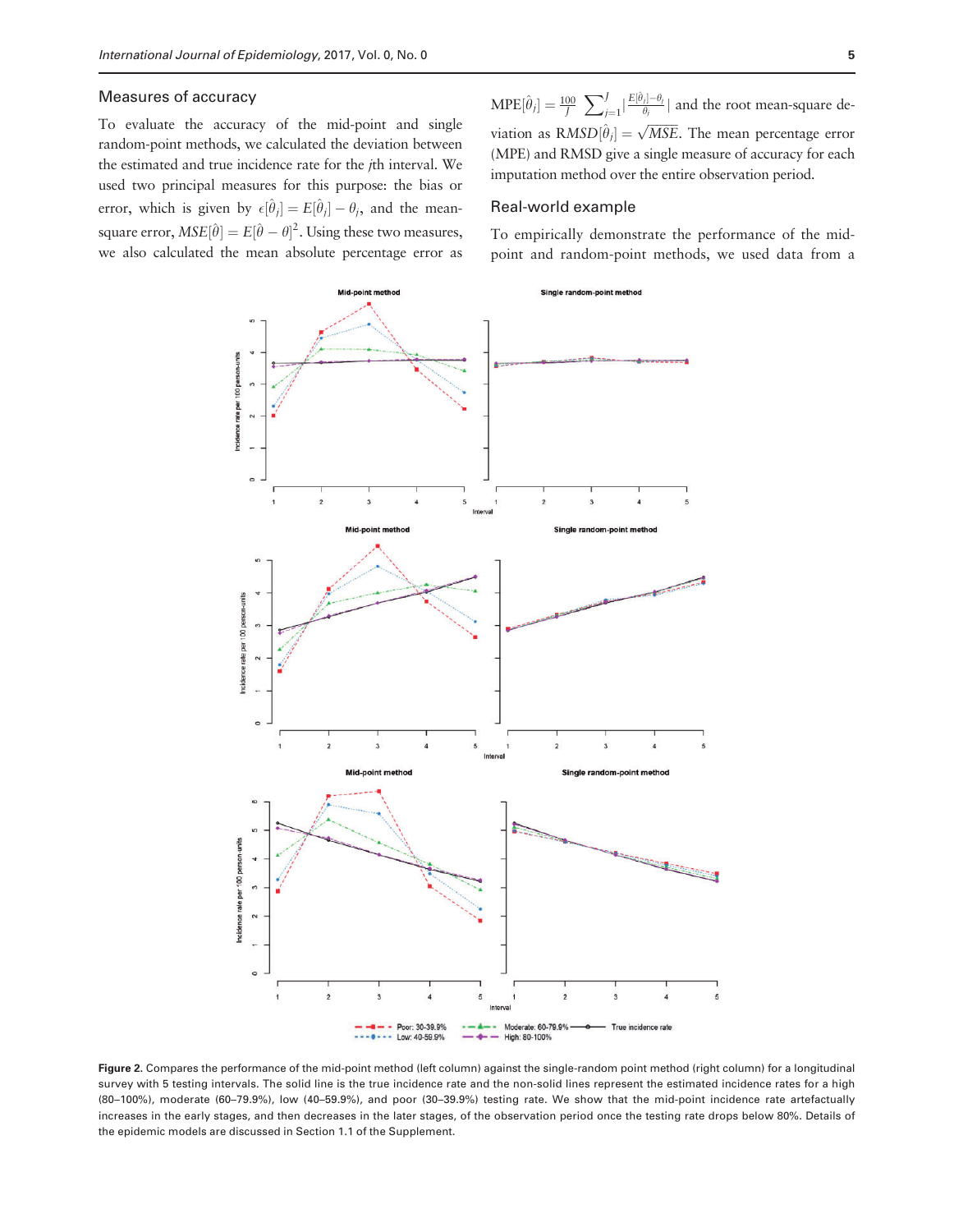## Measures of accuracy

To evaluate the accuracy of the mid-point and single random-point methods, we calculated the deviation between the estimated and true incidence rate for the $j$th interval. We used two principal measures for this purpose: the bias or error, which is given by $\epsilon[\hat{\theta}_j] = E[\hat{\theta}_j] - \theta_j$, and the mean-square error, $MSE[\hat{\theta}] = E[\hat{\theta} - \theta]^2$. Using these two measures, we also calculated the mean absolute percentage error as $\text{MPE}[\hat{\theta}_j] = \frac{100}{J} \sum_{j=1}^{J} |\frac{E[\hat{\theta}_j] - \theta_j}{\theta_j}|$ and the root mean-square deviation as $\text{R}MSD[\hat{\theta}_j] = \sqrt{MSE}$. The mean percentage error (MPE) and RMSD give a single measure of accuracy for each imputation method over the entire observation period.

## Real-world example

To empirically demonstrate the performance of the mid-point and random-point methods, we used data from a

**Figure 2.** Compares the performance of the mid-point method (left column) against the single-random point method (right column) for a longitudinal survey with 5 testing intervals. The solid line is the true incidence rate and the non-solid lines represent the estimated incidence rates for a high (80–100%), moderate (60–79.9%), low (40–59.9%), and poor (30–39.9%) testing rate. We show that the mid-point incidence rate artefactually increases in the early stages, and then decreases in the later stages, of the observation period once the testing rate drops below 80%. Details of the epidemic models are discussed in Section 1.1 of the Supplement.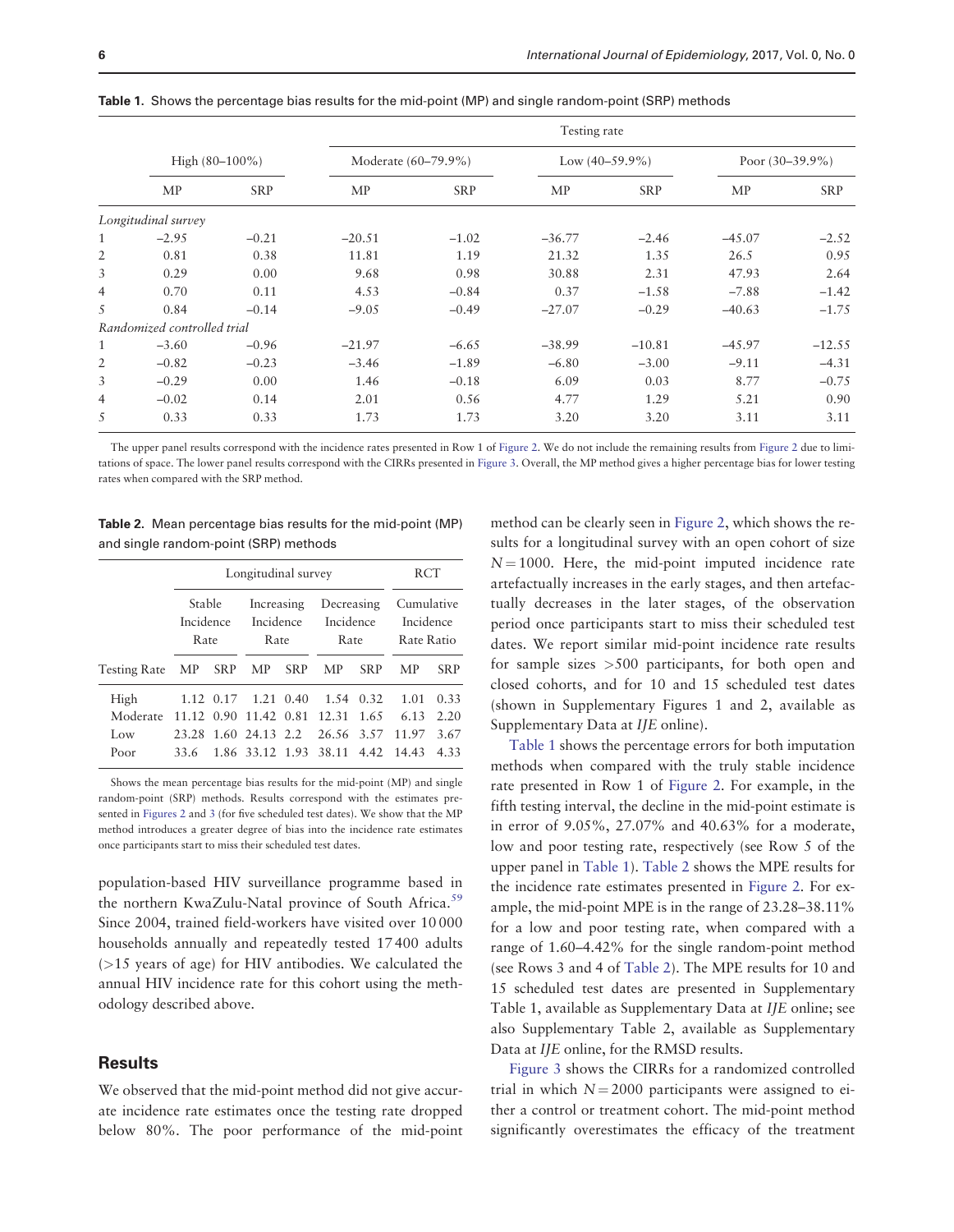**Table 1.** Shows the percentage bias results for the mid-point (MP) and single random-point (SRP) methods

| | Testing rate | | | | | | | |
|---|---|---|---|---|---|---|---|---|
| | High (80–100%) | | Moderate (60–79.9%) | | Low (40–59.9%) | | Poor (30–39.9%) | |
| | MP | SRP | MP | SRP | MP | SRP | MP | SRP |
| *Longitudinal survey* | | | | | | | | |
| 1 | −2.95 | −0.21 | −20.51 | −1.02 | −36.77 | −2.46 | −45.07 | −2.52 |
| 2 | 0.81 | 0.38 | 11.81 | 1.19 | 21.32 | 1.35 | 26.5 | 0.95 |
| 3 | 0.29 | 0.00 | 9.68 | 0.98 | 30.88 | 2.31 | 47.93 | 2.64 |
| 4 | 0.70 | 0.11 | 4.53 | −0.84 | 0.37 | −1.58 | −7.88 | −1.42 |
| 5 | 0.84 | −0.14 | −9.05 | −0.49 | −27.07 | −0.29 | −40.63 | −1.75 |
| *Randomized controlled trial* | | | | | | | | |
| 1 | −3.60 | −0.96 | −21.97 | −6.65 | −38.99 | −10.81 | −45.97 | −12.55 |
| 2 | −0.82 | −0.23 | −3.46 | −1.89 | −6.80 | −3.00 | −9.11 | −4.31 |
| 3 | −0.29 | 0.00 | 1.46 | −0.18 | 6.09 | 0.03 | 8.77 | −0.75 |
| 4 | −0.02 | 0.14 | 2.01 | 0.56 | 4.77 | 1.29 | 5.21 | 0.90 |
| 5 | 0.33 | 0.33 | 1.73 | 1.73 | 3.20 | 3.20 | 3.11 | 3.11 |

The upper panel results correspond with the incidence rates presented in Row 1 of Figure 2. We do not include the remaining results from Figure 2 due to limitations of space. The lower panel results correspond with the CIRRs presented in Figure 3. Overall, the MP method gives a higher percentage bias for lower testing rates when compared with the SRP method.

**Table 2.** Mean percentage bias results for the mid-point (MP) and single random-point (SRP) methods

| | Longitudinal survey | | | | | | RCT | |
|---|---|---|---|---|---|---|---|---|
| | Stable Incidence Rate | | Increasing Incidence Rate | | Decreasing Incidence Rate | | Cumulative Incidence Rate Ratio | |
| Testing Rate | MP | SRP | MP | SRP | MP | SRP | MP | SRP |
| High | 1.12 | 0.17 | 1.21 | 0.40 | 1.54 | 0.32 | 1.01 | 0.33 |
| Moderate | 11.12 | 0.90 | 11.42 | 0.81 | 12.31 | 1.65 | 6.13 | 2.20 |
| Low | 23.28 | 1.60 | 24.13 | 2.2 | 26.56 | 3.57 | 11.97 | 3.67 |
| Poor | 33.6 | 1.86 | 33.12 | 1.93 | 38.11 | 4.42 | 14.43 | 4.33 |

Shows the mean percentage bias results for the mid-point (MP) and single random-point (SRP) methods. Results correspond with the estimates presented in Figures 2 and 3 (for five scheduled test dates). We show that the MP method introduces a greater degree of bias into the incidence rate estimates once participants start to miss their scheduled test dates.

population-based HIV surveillance programme based in the northern KwaZulu-Natal province of South Africa.[59] Since 2004, trained field-workers have visited over 10 000 households annually and repeatedly tested 17 400 adults (>15 years of age) for HIV antibodies. We calculated the annual HIV incidence rate for this cohort using the methodology described above.

## Results

We observed that the mid-point method did not give accurate incidence rate estimates once the testing rate dropped below 80%. The poor performance of the mid-point method can be clearly seen in Figure 2, which shows the results for a longitudinal survey with an open cohort of size $N = 1000$. Here, the mid-point imputed incidence rate artefactually increases in the early stages, and then artefactually decreases in the later stages, of the observation period once participants start to miss their scheduled test dates. We report similar mid-point incidence rate results for sample sizes >500 participants, for both open and closed cohorts, and for 10 and 15 scheduled test dates (shown in Supplementary Figures 1 and 2, available as Supplementary Data at *IJE* online).

Table 1 shows the percentage errors for both imputation methods when compared with the truly stable incidence rate presented in Row 1 of Figure 2. For example, in the fifth testing interval, the decline in the mid-point estimate is in error of 9.05%, 27.07% and 40.63% for a moderate, low and poor testing rate, respectively (see Row 5 of the upper panel in Table 1). Table 2 shows the MPE results for the incidence rate estimates presented in Figure 2. For example, the mid-point MPE is in the range of 23.28–38.11% for a low and poor testing rate, when compared with a range of 1.60–4.42% for the single random-point method (see Rows 3 and 4 of Table 2). The MPE results for 10 and 15 scheduled test dates are presented in Supplementary Table 1, available as Supplementary Data at *IJE* online; see also Supplementary Table 2, available as Supplementary Data at *IJE* online, for the RMSD results.

Figure 3 shows the CIRRs for a randomized controlled trial in which $N = 2000$ participants were assigned to either a control or treatment cohort. The mid-point method significantly overestimates the efficacy of the treatment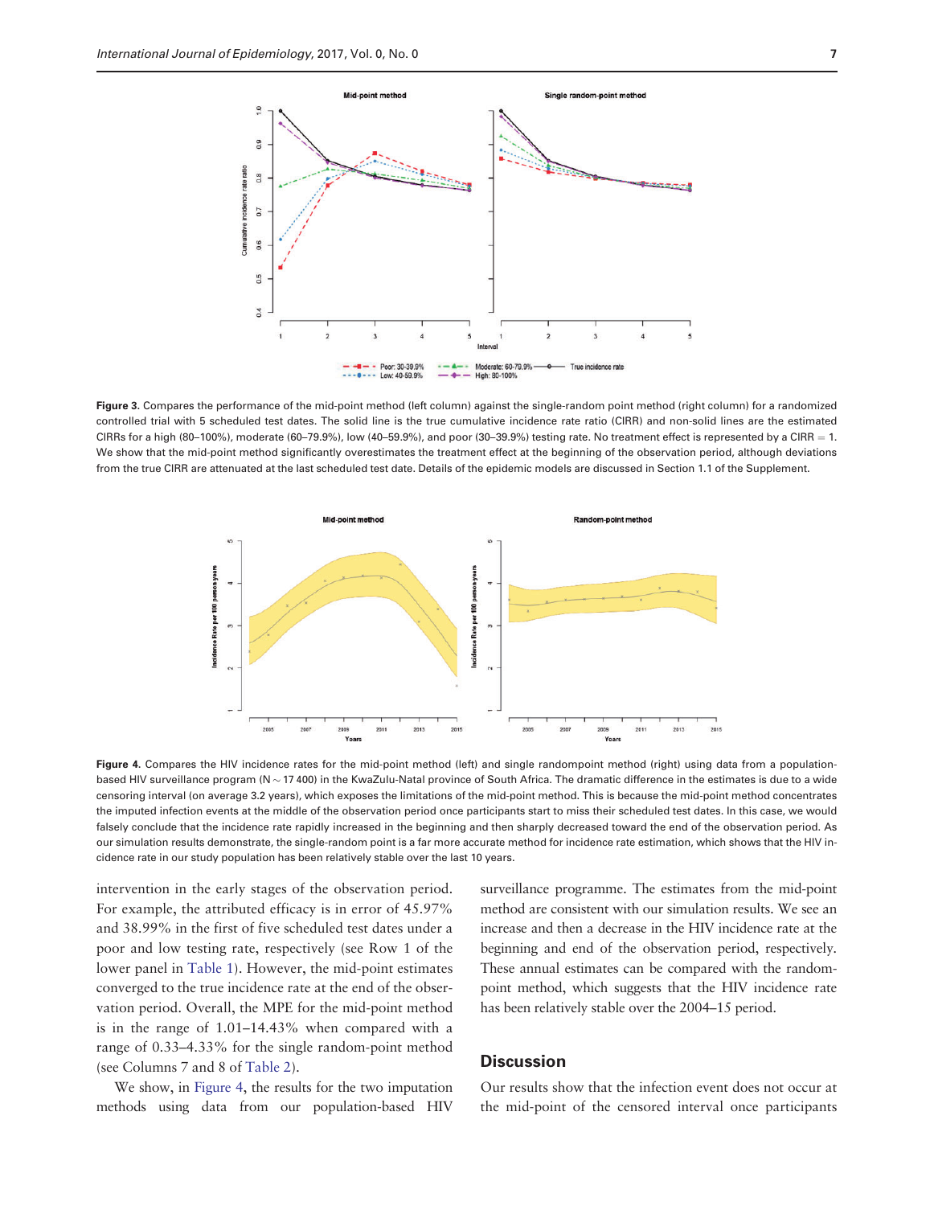Figure 3. Compares the performance of the mid-point method (left column) against the single-random point method (right column) for a randomized controlled trial with 5 scheduled test dates. The solid line is the true cumulative incidence rate ratio (CIRR) and non-solid lines are the estimated CIRRs for a high (80–100%), moderate (60–79.9%), low (40–59.9%), and poor (30–39.9%) testing rate. No treatment effect is represented by a CIRR = 1. We show that the mid-point method significantly overestimates the treatment effect at the beginning of the observation period, although deviations from the true CIRR are attenuated at the last scheduled test date. Details of the epidemic models are discussed in Section 1.1 of the Supplement.

Figure 4. Compares the HIV incidence rates for the mid-point method (left) and single randompoint method (right) using data from a population-based HIV surveillance program (N ~ 17 400) in the KwaZulu-Natal province of South Africa. The dramatic difference in the estimates is due to a wide censoring interval (on average 3.2 years), which exposes the limitations of the mid-point method. This is because the mid-point method concentrates the imputed infection events at the middle of the observation period once participants start to miss their scheduled test dates. In this case, we would falsely conclude that the incidence rate rapidly increased in the beginning and then sharply decreased toward the end of the observation period. As our simulation results demonstrate, the single-random point is a far more accurate method for incidence rate estimation, which shows that the HIV incidence rate in our study population has been relatively stable over the last 10 years.

intervention in the early stages of the observation period. For example, the attributed efficacy is in error of 45.97% and 38.99% in the first of five scheduled test dates under a poor and low testing rate, respectively (see Row 1 of the lower panel in Table 1). However, the mid-point estimates converged to the true incidence rate at the end of the observation period. Overall, the MPE for the mid-point method is in the range of 1.01–14.43% when compared with a range of 0.33–4.33% for the single random-point method (see Columns 7 and 8 of Table 2).

We show, in Figure 4, the results for the two imputation methods using data from our population-based HIV surveillance programme. The estimates from the mid-point method are consistent with our simulation results. We see an increase and then a decrease in the HIV incidence rate at the beginning and end of the observation period, respectively. These annual estimates can be compared with the random-point method, which suggests that the HIV incidence rate has been relatively stable over the 2004–15 period.

## Discussion

Our results show that the infection event does not occur at the mid-point of the censored interval once participants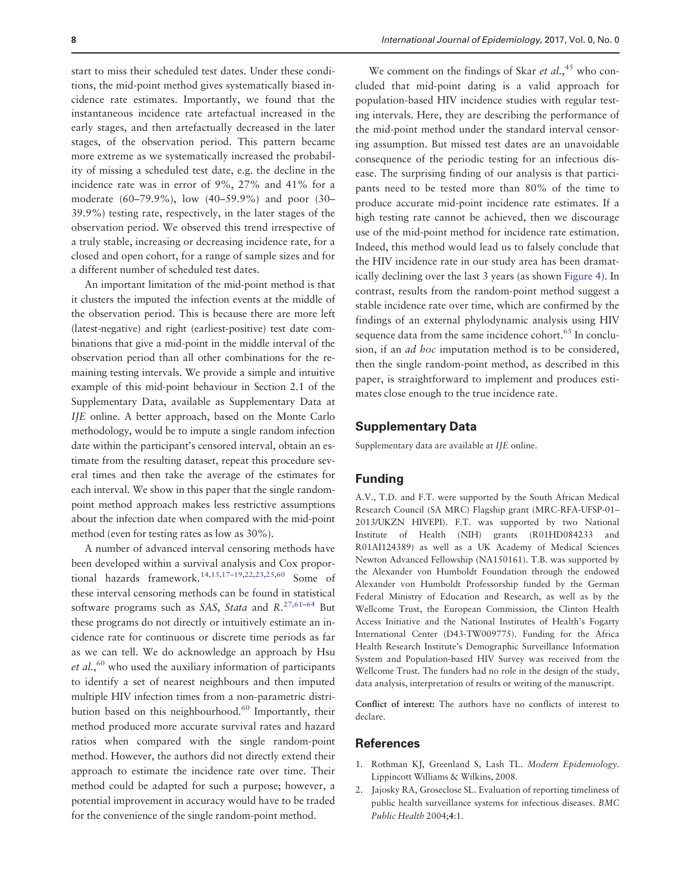start to miss their scheduled test dates. Under these conditions, the mid-point method gives systematically biased incidence rate estimates. Importantly, we found that the instantaneous incidence rate artefactual increased in the early stages, and then artefactually decreased in the later stages, of the observation period. This pattern became more extreme as we systematically increased the probability of missing a scheduled test date, e.g. the decline in the incidence rate was in error of 9%, 27% and 41% for a moderate (60–79.9%), low (40–59.9%) and poor (30–39.9%) testing rate, respectively, in the later stages of the observation period. We observed this trend irrespective of a truly stable, increasing or decreasing incidence rate, for a closed and open cohort, for a range of sample sizes and for a different number of scheduled test dates.

An important limitation of the mid-point method is that it clusters the imputed the infection events at the middle of the observation period. This is because there are more left (latest-negative) and right (earliest-positive) test date combinations that give a mid-point in the middle interval of the observation period than all other combinations for the remaining testing intervals. We provide a simple and intuitive example of this mid-point behaviour in Section 2.1 of the Supplementary Data, available as Supplementary Data at *IJE* online. A better approach, based on the Monte Carlo methodology, would be to impute a single random infection date within the participant's censored interval, obtain an estimate from the resulting dataset, repeat this procedure several times and then take the average of the estimates for each interval. We show in this paper that the single random-point method approach makes less restrictive assumptions about the infection date when compared with the mid-point method (even for testing rates as low as 30%).

A number of advanced interval censoring methods have been developed within a survival analysis and Cox proportional hazards framework.[14,15,17–19,22,23,25,60] Some of these interval censoring methods can be found in statistical software programs such as *SAS*, *Stata* and *R*.[27,61–64] But these programs do not directly or intuitively estimate an incidence rate for continuous or discrete time periods as far as we can tell. We do acknowledge an approach by Hsu *et al.*,[60] who used the auxiliary information of participants to identify a set of nearest neighbours and then imputed multiple HIV infection times from a non-parametric distribution based on this neighbourhood.[60] Importantly, their method produced more accurate survival rates and hazard ratios when compared with the single random-point method. However, the authors did not directly extend their approach to estimate the incidence rate over time. Their method could be adapted for such a purpose; however, a potential improvement in accuracy would have to be traded for the convenience of the single random-point method.

We comment on the findings of Skar *et al.*,[45] who concluded that mid-point dating is a valid approach for population-based HIV incidence studies with regular testing intervals. Here, they are describing the performance of the mid-point method under the standard interval censoring assumption. But missed test dates are an unavoidable consequence of the periodic testing for an infectious disease. The surprising finding of our analysis is that participants need to be tested more than 80% of the time to produce accurate mid-point incidence rate estimates. If a high testing rate cannot be achieved, then we discourage use of the mid-point method for incidence rate estimation. Indeed, this method would lead us to falsely conclude that the HIV incidence rate in our study area has been dramatically declining over the last 3 years (as shown Figure 4). In contrast, results from the random-point method suggest a stable incidence rate over time, which are confirmed by the findings of an external phylodynamic analysis using HIV sequence data from the same incidence cohort.[65] In conclusion, if an *ad hoc* imputation method is to be considered, then the single random-point method, as described in this paper, is straightforward to implement and produces estimates close enough to the true incidence rate.

## Supplementary Data

Supplementary data are available at *IJE* online.

## Funding

A.V., T.D. and F.T. were supported by the South African Medical Research Council (SA MRC) Flagship grant (MRC-RFA-UFSP-01–2013/UKZN HIVEPI). F.T. was supported by two National Institute of Health (NIH) grants (R01HD084233 and R01AI124389) as well as a UK Academy of Medical Sciences Newton Advanced Fellowship (NA150161). T.B. was supported by the Alexander von Humboldt Foundation through the endowed Alexander von Humboldt Professorship funded by the German Federal Ministry of Education and Research, as well as by the Wellcome Trust, the European Commission, the Clinton Health Access Initiative and the National Institutes of Health's Fogarty International Center (D43-TW009775). Funding for the Africa Health Research Institute's Demographic Surveillance Information System and Population-based HIV Survey was received from the Wellcome Trust. The funders had no role in the design of the study, data analysis, interpretation of results or writing of the manuscript.

**Conflict of interest:** The authors have no conflicts of interest to declare.

## References

1. Rothman KJ, Greenland S, Lash TL. *Modern Epidemiology*. Lippincott Williams & Wilkins, 2008.
2. Jajosky RA, Groseclose SL. Evaluation of reporting timeliness of public health surveillance systems for infectious diseases. *BMC Public Health* 2004;**4**:1.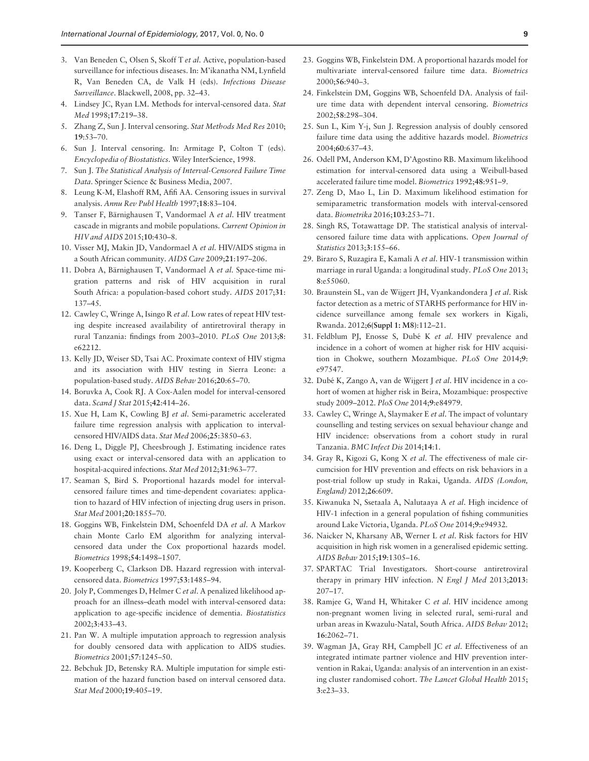3. Van Beneden C, Olsen S, Skoff T *et al*. Active, population-based surveillance for infectious diseases. In: M'ikanatha NM, Lynfield R, Van Beneden CA, de Valk H (eds). *Infectious Disease Surveillance*. Blackwell, 2008, pp. 32–43.
4. Lindsey JC, Ryan LM. Methods for interval-censored data. *Stat Med* 1998;**17**:219–38.
5. Zhang Z, Sun J. Interval censoring. *Stat Methods Med Res* 2010; **19**:53–70.
6. Sun J. Interval censoring. In: Armitage P, Colton T (eds). *Encyclopedia of Biostatistics*. Wiley InterScience, 1998.
7. Sun J. *The Statistical Analysis of Interval-Censored Failure Time Data*. Springer Science & Business Media, 2007.
8. Leung K-M, Elashoff RM, Afifi AA. Censoring issues in survival analysis. *Annu Rev Publ Health* 1997;**18**:83–104.
9. Tanser F, Bärnighausen T, Vandormael A *et al*. HIV treatment cascade in migrants and mobile populations. *Current Opinion in HIV and AIDS* 2015;**10**:430–8.
10. Visser MJ, Makin JD, Vandormael A *et al*. HIV/AIDS stigma in a South African community. *AIDS Care* 2009;**21**:197–206.
11. Dobra A, Bärnighausen T, Vandormael A *et al*. Space-time migration patterns and risk of HIV acquisition in rural South Africa: a population-based cohort study. *AIDS* 2017;**31**: 137–45.
12. Cawley C, Wringe A, Isingo R *et al*. Low rates of repeat HIV testing despite increased availability of antiretroviral therapy in rural Tanzania: findings from 2003–2010. *PLoS One* 2013;**8**: e62212.
13. Kelly JD, Weiser SD, Tsai AC. Proximate context of HIV stigma and its association with HIV testing in Sierra Leone: a population-based study. *AIDS Behav* 2016;**20**:65–70.
14. Boruvka A, Cook RJ. A Cox-Aalen model for interval-censored data. *Scand J Stat* 2015;**42**:414–26.
15. Xue H, Lam K, Cowling BJ *et al*. Semi-parametric accelerated failure time regression analysis with application to interval-censored HIV/AIDS data. *Stat Med* 2006;**25**:3850–63.
16. Deng L, Diggle PJ, Cheesbrough J. Estimating incidence rates using exact or interval-censored data with an application to hospital-acquired infections. *Stat Med* 2012;**31**:963–77.
17. Seaman S, Bird S. Proportional hazards model for interval-censored failure times and time-dependent covariates: application to hazard of HIV infection of injecting drug users in prison. *Stat Med* 2001;**20**:1855–70.
18. Goggins WB, Finkelstein DM, Schoenfeld DA *et al*. A Markov chain Monte Carlo EM algorithm for analyzing interval-censored data under the Cox proportional hazards model. *Biometrics* 1998;**54**:1498–1507.
19. Kooperberg C, Clarkson DB. Hazard regression with interval-censored data. *Biometrics* 1997;**53**:1485–94.
20. Joly P, Commenges D, Helmer C *et al*. A penalized likelihood approach for an illness–death model with interval-censored data: application to age-specific incidence of dementia. *Biostatistics* 2002;**3**:433–43.
21. Pan W. A multiple imputation approach to regression analysis for doubly censored data with application to AIDS studies. *Biometrics* 2001;**57**:1245–50.
22. Bebchuk JD, Betensky RA. Multiple imputation for simple estimation of the hazard function based on interval censored data. *Stat Med* 2000;**19**:405–19.
23. Goggins WB, Finkelstein DM. A proportional hazards model for multivariate interval-censored failure time data. *Biometrics* 2000;**56**:940–3.
24. Finkelstein DM, Goggins WB, Schoenfeld DA. Analysis of failure time data with dependent interval censoring. *Biometrics* 2002;**58**:298–304.
25. Sun L, Kim Y-j, Sun J. Regression analysis of doubly censored failure time data using the additive hazards model. *Biometrics* 2004;**60**:637–43.
26. Odell PM, Anderson KM, D'Agostino RB. Maximum likelihood estimation for interval-censored data using a Weibull-based accelerated failure time model. *Biometrics* 1992;**48**:951–9.
27. Zeng D, Mao L, Lin D. Maximum likelihood estimation for semiparametric transformation models with interval-censored data. *Biometrika* 2016;**103**:253–71.
28. Singh RS, Totawattage DP. The statistical analysis of interval-censored failure time data with applications. *Open Journal of Statistics* 2013;**3**:155–66.
29. Biraro S, Ruzagira E, Kamali A *et al*. HIV-1 transmission within marriage in rural Uganda: a longitudinal study. *PLoS One* 2013; **8**:e55060.
30. Braunstein SL, van de Wijgert JH, Vyankandondera J *et al*. Risk factor detection as a metric of STARHS performance for HIV incidence surveillance among female sex workers in Kigali, Rwanda. 2012;**6**(**Suppl 1: M8**):112–21.
31. Feldblum PJ, Enosse S, Dubé K *et al*. HIV prevalence and incidence in a cohort of women at higher risk for HIV acquisition in Chokwe, southern Mozambique. *PLoS One* 2014;**9**: e97547.
32. Dubé K, Zango A, van de Wijgert J *et al*. HIV incidence in a cohort of women at higher risk in Beira, Mozambique: prospective study 2009–2012. *PloS One* 2014;**9**:e84979.
33. Cawley C, Wringe A, Slaymaker E *et al*. The impact of voluntary counselling and testing services on sexual behaviour change and HIV incidence: observations from a cohort study in rural Tanzania. *BMC Infect Dis* 2014;**14**:1.
34. Gray R, Kigozi G, Kong X *et al*. The effectiveness of male circumcision for HIV prevention and effects on risk behaviors in a post-trial follow up study in Rakai, Uganda. *AIDS (London, England)* 2012;**26**:609.
35. Kiwanuka N, Ssetaala A, Nalutaaya A *et al*. High incidence of HIV-1 infection in a general population of fishing communities around Lake Victoria, Uganda. *PLoS One* 2014;**9**:e94932.
36. Naicker N, Kharsany AB, Werner L *et al*. Risk factors for HIV acquisition in high risk women in a generalised epidemic setting. *AIDS Behav* 2015;**19**:1305–16.
37. SPARTAC Trial Investigators. Short-course antiretroviral therapy in primary HIV infection. *N Engl J Med* 2013;**2013**: 207–17.
38. Ramjee G, Wand H, Whitaker C *et al*. HIV incidence among non-pregnant women living in selected rural, semi-rural and urban areas in Kwazulu-Natal, South Africa. *AIDS Behav* 2012; **16**:2062–71.
39. Wagman JA, Gray RH, Campbell JC *et al*. Effectiveness of an integrated intimate partner violence and HIV prevention intervention in Rakai, Uganda: analysis of an intervention in an existing cluster randomised cohort. *The Lancet Global Health* 2015; **3**:e23–33.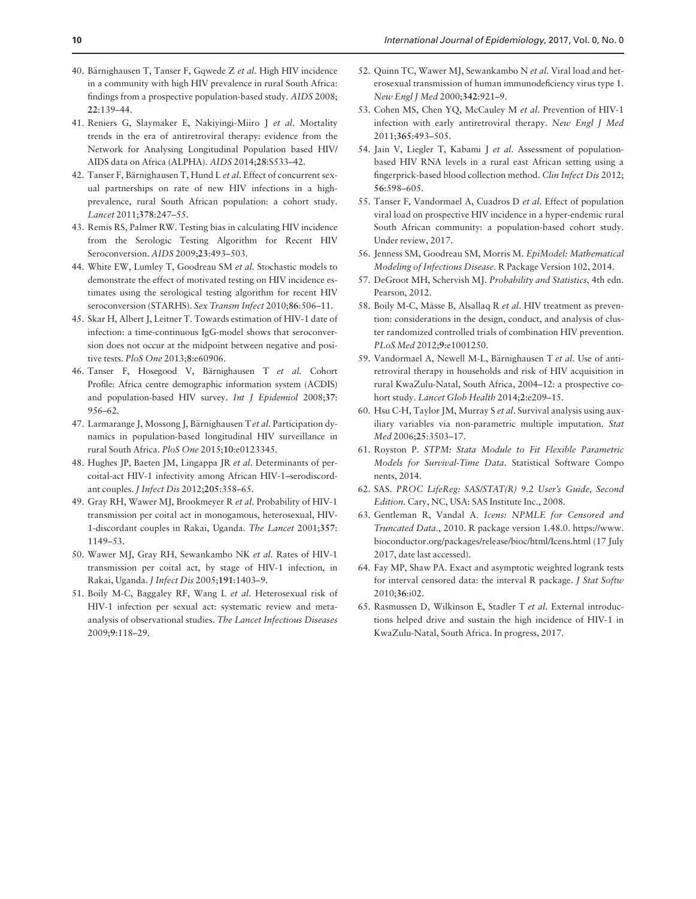40. Bärnighausen T, Tanser F, Gqwede Z *et al*. High HIV incidence in a community with high HIV prevalence in rural South Africa: findings from a prospective population-based study. *AIDS* 2008; **22**:139–44.
41. Reniers G, Slaymaker E, Nakiyingi-Miiro J *et al*. Mortality trends in the era of antiretroviral therapy: evidence from the Network for Analysing Longitudinal Population based HIV/ AIDS data on Africa (ALPHA). *AIDS* 2014;**28**:S533–42.
42. Tanser F, Bärnighausen T, Hund L *et al*. Effect of concurrent sexual partnerships on rate of new HIV infections in a high-prevalence, rural South African population: a cohort study. *Lancet* 2011;**378**:247–55.
43. Remis RS, Palmer RW. Testing bias in calculating HIV incidence from the Serologic Testing Algorithm for Recent HIV Seroconversion. *AIDS* 2009;**23**:493–503.
44. White EW, Lumley T, Goodreau SM *et al*. Stochastic models to demonstrate the effect of motivated testing on HIV incidence estimates using the serological testing algorithm for recent HIV seroconversion (STARHS). *Sex Transm Infect* 2010;**86**:506–11.
45. Skar H, Albert J, Leitner T. Towards estimation of HIV-1 date of infection: a time-continuous IgG-model shows that seroconversion does not occur at the midpoint between negative and positive tests. *PloS One* 2013;**8**:e60906.
46. Tanser F, Hosegood V, Bärnighausen T *et al*. Cohort Profile: Africa centre demographic information system (ACDIS) and population-based HIV survey. *Int J Epidemiol* 2008;**37**: 956–62.
47. Larmarange J, Mossong J, Bärnighausen T *et al*. Participation dynamics in population-based longitudinal HIV surveillance in rural South Africa. *PloS One* 2015;**10**:e0123345.
48. Hughes JP, Baeten JM, Lingappa JR *et al*. Determinants of per-coital-act HIV-1 infectivity among African HIV-1–serodiscordant couples. *J Infect Dis* 2012;**205**:358–65.
49. Gray RH, Wawer MJ, Brookmeyer R *et al*. Probability of HIV-1 transmission per coital act in monogamous, heterosexual, HIV-1-discordant couples in Rakai, Uganda. *The Lancet* 2001;**357**: 1149–53.
50. Wawer MJ, Gray RH, Sewankambo NK *et al*. Rates of HIV-1 transmission per coital act, by stage of HIV-1 infection, in Rakai, Uganda. *J Infect Dis* 2005;**191**:1403–9.
51. Boily M-C, Baggaley RF, Wang L *et al*. Heterosexual risk of HIV-1 infection per sexual act: systematic review and meta-analysis of observational studies. *The Lancet Infectious Diseases* 2009;**9**:118–29.
52. Quinn TC, Wawer MJ, Sewankambo N *et al*. Viral load and heterosexual transmission of human immunodeficiency virus type 1. *New Engl J Med* 2000;**342**:921–9.
53. Cohen MS, Chen YQ, McCauley M *et al*. Prevention of HIV-1 infection with early antiretroviral therapy. *New Engl J Med* 2011;**365**:493–505.
54. Jain V, Liegler T, Kabami J *et al*. Assessment of population-based HIV RNA levels in a rural east African setting using a fingerprick-based blood collection method. *Clin Infect Dis* 2012; **56**:598–605.
55. Tanser F, Vandormael A, Cuadros D *et al*. Effect of population viral load on prospective HIV incidence in a hyper-endemic rural South African community: a population-based cohort study. Under review, 2017.
56. Jenness SM, Goodreau SM, Morris M. *EpiModel: Mathematical Modeling of Infectious Disease*. R Package Version 102, 2014.
57. DeGroot MH, Schervish MJ. *Probability and Statistics*, 4th edn. Pearson, 2012.
58. Boily M-C, Mâsse B, Alsallaq R *et al*. HIV treatment as prevention: considerations in the design, conduct, and analysis of cluster randomized controlled trials of combination HIV prevention. *PLoS Med* 2012;**9**:e1001250.
59. Vandormael A, Newell M-L, Bärnighausen T *et al*. Use of antiretroviral therapy in households and risk of HIV acquisition in rural KwaZulu-Natal, South Africa, 2004–12: a prospective cohort study. *Lancet Glob Health* 2014;**2**:e209–15.
60. Hsu C-H, Taylor JM, Murray S *et al*. Survival analysis using auxiliary variables via non-parametric multiple imputation. *Stat Med* 2006;**25**:3503–17.
61. Royston P. *STPM: Stata Module to Fit Flexible Parametric Models for Survival-Time Data*. Statistical Software Components, 2014.
62. SAS. *PROC LifeReg: SAS/STAT(R) 9.2 User's Guide, Second Edition*. Cary, NC, USA: SAS Institute Inc., 2008.
63. Gentleman R, Vandal A. *Icens: NPMLE for Censored and Truncated Data*., 2010. R package version 1.48.0. https://www.bioconductor.org/packages/release/bioc/html/Icens.html (17 July 2017, date last accessed).
64. Fay MP, Shaw PA. Exact and asymptotic weighted logrank tests for interval censored data: the interval R package. *J Stat Softw* 2010;**36**:i02.
65. Rasmussen D, Wilkinson E, Stadler T *et al*. External introductions helped drive and sustain the high incidence of HIV-1 in KwaZulu-Natal, South Africa. In progress, 2017.